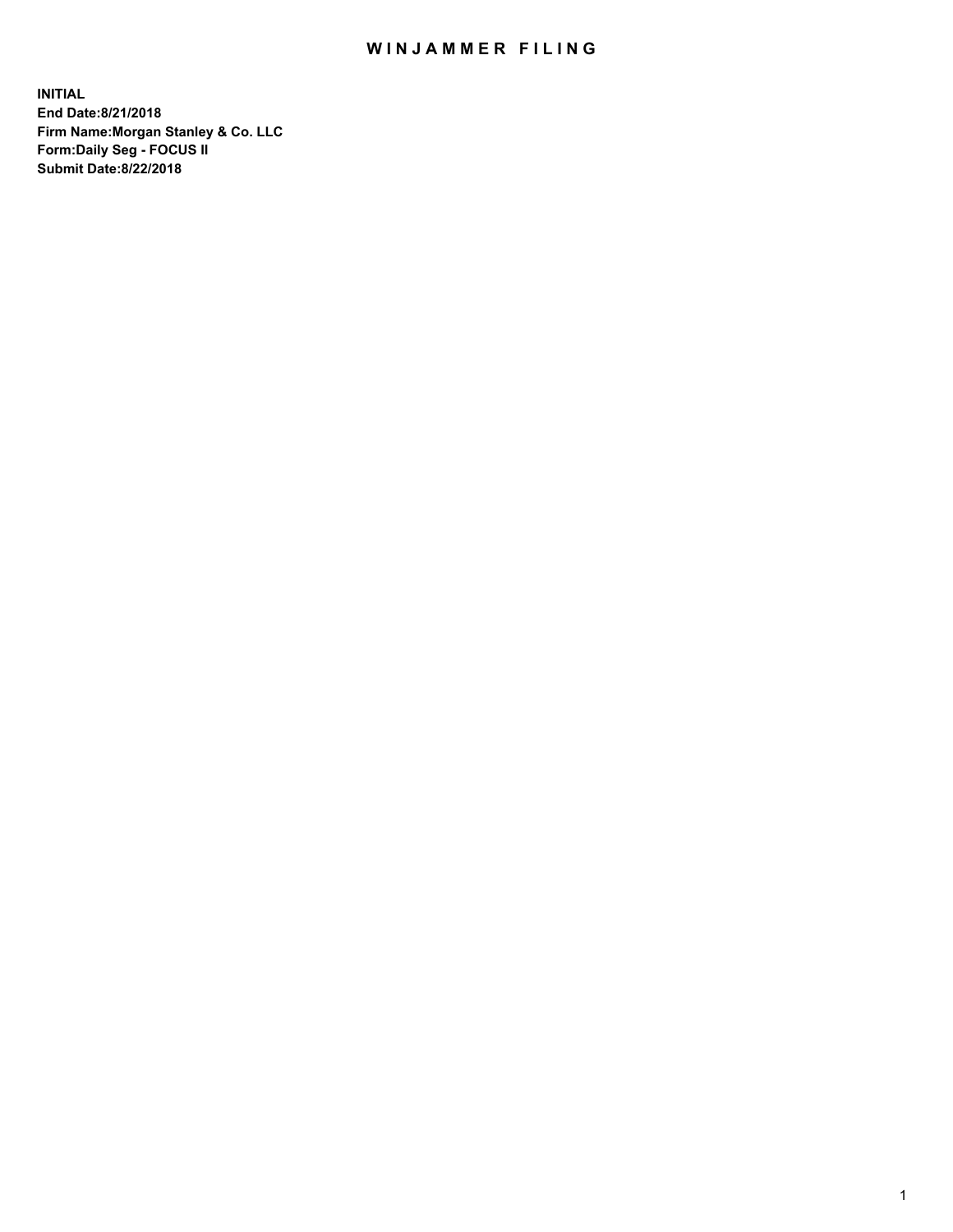# WINJAMMER FILING

**INITIAL**
**End Date:8/21/2018**
**Firm Name:Morgan Stanley & Co. LLC**
**Form:Daily Seg - FOCUS II**
**Submit Date:8/22/2018**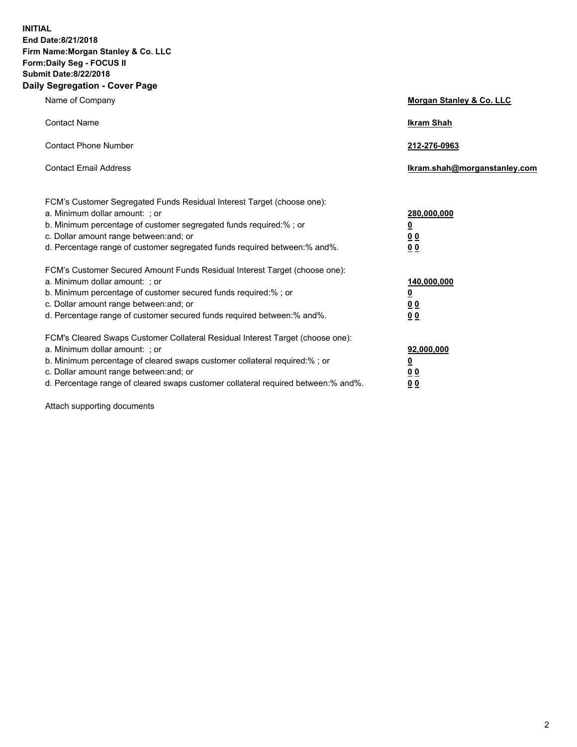**INITIAL**
**End Date:8/21/2018**
**Firm Name:Morgan Stanley & Co. LLC**
**Form:Daily Seg - FOCUS II**
**Submit Date:8/22/2018**

## Daily Segregation - Cover Page

| | |
|---|---|
| Name of Company | **Morgan Stanley & Co. LLC** |
| Contact Name | **Ikram Shah** |
| Contact Phone Number | **212-276-0963** |
| Contact Email Address | **Ikram.shah@morganstanley.com** |

| | |
|---|---|
| FCM's Customer Segregated Funds Residual Interest Target (choose one): | |
| a. Minimum dollar amount: ; or | **280,000,000** |
| b. Minimum percentage of customer segregated funds required:% ; or | **0** |
| c. Dollar amount range between:and; or | **0 0** |
| d. Percentage range of customer segregated funds required between:% and%. | **0 0** |
| FCM's Customer Secured Amount Funds Residual Interest Target (choose one): | |
| a. Minimum dollar amount: ; or | **140,000,000** |
| b. Minimum percentage of customer secured funds required:% ; or | **0** |
| c. Dollar amount range between:and; or | **0 0** |
| d. Percentage range of customer secured funds required between:% and%. | **0 0** |
| FCM's Cleared Swaps Customer Collateral Residual Interest Target (choose one): | |
| a. Minimum dollar amount: ; or | **92,000,000** |
| b. Minimum percentage of cleared swaps customer collateral required:% ; or | **0** |
| c. Dollar amount range between:and; or | **0 0** |
| d. Percentage range of cleared swaps customer collateral required between:% and%. | **0 0** |

Attach supporting documents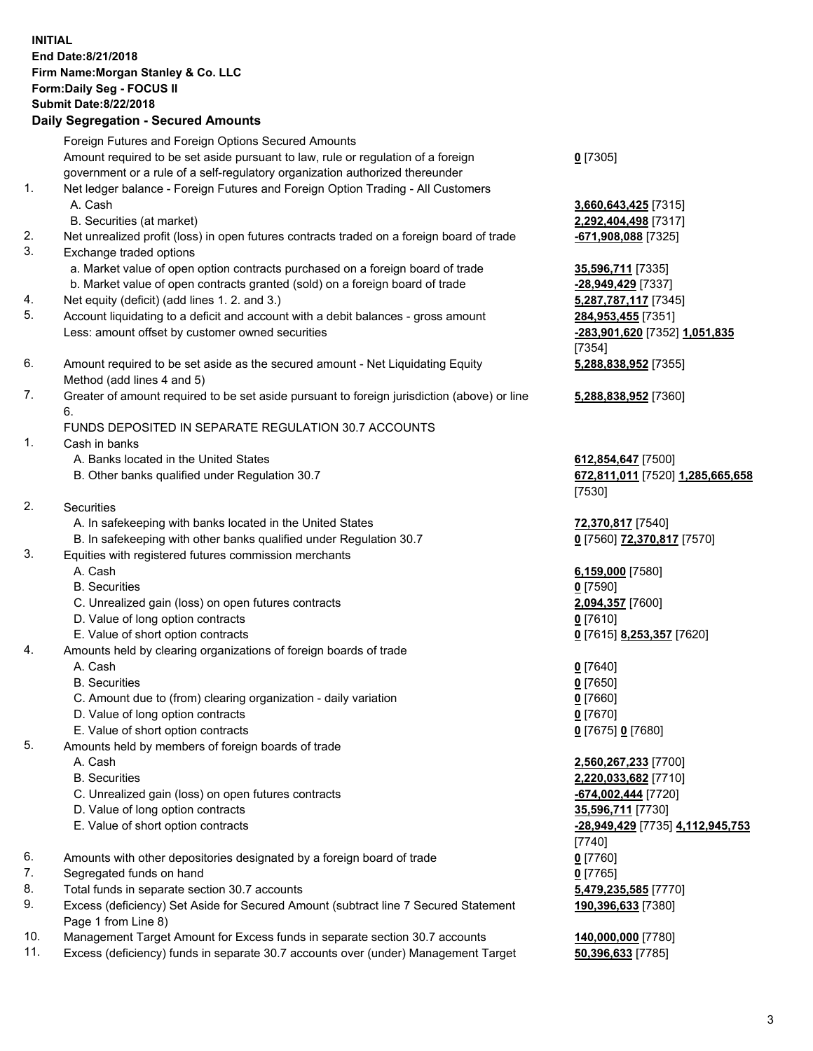**INITIAL**
**End Date:8/21/2018**
**Firm Name:Morgan Stanley & Co. LLC**
**Form:Daily Seg - FOCUS II**
**Submit Date:8/22/2018**

### Daily Segregation - Secured Amounts

| | | |
|---|---|---|
| | Foreign Futures and Foreign Options Secured Amounts | |
| | Amount required to be set aside pursuant to law, rule or regulation of a foreign government or a rule of a self-regulatory organization authorized thereunder | **0** [7305] |
| 1. | Net ledger balance - Foreign Futures and Foreign Option Trading - All Customers | |
| | A. Cash | **3,660,643,425** [7315] |
| | B. Securities (at market) | **2,292,404,498** [7317] |
| 2. | Net unrealized profit (loss) in open futures contracts traded on a foreign board of trade | **-671,908,088** [7325] |
| 3. | Exchange traded options | |
| | a. Market value of open option contracts purchased on a foreign board of trade | **35,596,711** [7335] |
| | b. Market value of open contracts granted (sold) on a foreign board of trade | **-28,949,429** [7337] |
| 4. | Net equity (deficit) (add lines 1. 2. and 3.) | **5,287,787,117** [7345] |
| 5. | Account liquidating to a deficit and account with a debit balances - gross amount | **284,953,455** [7351] |
| | Less: amount offset by customer owned securities | **-283,901,620** [7352] **1,051,835** [7354] |
| 6. | Amount required to be set aside as the secured amount - Net Liquidating Equity Method (add lines 4 and 5) | **5,288,838,952** [7355] |
| 7. | Greater of amount required to be set aside pursuant to foreign jurisdiction (above) or line 6. | **5,288,838,952** [7360] |
| | FUNDS DEPOSITED IN SEPARATE REGULATION 30.7 ACCOUNTS | |
| 1. | Cash in banks | |
| | A. Banks located in the United States | **612,854,647** [7500] |
| | B. Other banks qualified under Regulation 30.7 | **672,811,011** [7520] **1,285,665,658** [7530] |
| 2. | Securities | |
| | A. In safekeeping with banks located in the United States | **72,370,817** [7540] |
| | B. In safekeeping with other banks qualified under Regulation 30.7 | **0** [7560] **72,370,817** [7570] |
| 3. | Equities with registered futures commission merchants | |
| | A. Cash | **6,159,000** [7580] |
| | B. Securities | **0** [7590] |
| | C. Unrealized gain (loss) on open futures contracts | **2,094,357** [7600] |
| | D. Value of long option contracts | **0** [7610] |
| | E. Value of short option contracts | **0** [7615] **8,253,357** [7620] |
| 4. | Amounts held by clearing organizations of foreign boards of trade | |
| | A. Cash | **0** [7640] |
| | B. Securities | **0** [7650] |
| | C. Amount due to (from) clearing organization - daily variation | **0** [7660] |
| | D. Value of long option contracts | **0** [7670] |
| | E. Value of short option contracts | **0** [7675] **0** [7680] |
| 5. | Amounts held by members of foreign boards of trade | |
| | A. Cash | **2,560,267,233** [7700] |
| | B. Securities | **2,220,033,682** [7710] |
| | C. Unrealized gain (loss) on open futures contracts | **-674,002,444** [7720] |
| | D. Value of long option contracts | **35,596,711** [7730] |
| | E. Value of short option contracts | **-28,949,429** [7735] **4,112,945,753** [7740] |
| 6. | Amounts with other depositories designated by a foreign board of trade | **0** [7760] |
| 7. | Segregated funds on hand | **0** [7765] |
| 8. | Total funds in separate section 30.7 accounts | **5,479,235,585** [7770] |
| 9. | Excess (deficiency) Set Aside for Secured Amount (subtract line 7 Secured Statement Page 1 from Line 8) | **190,396,633** [7380] |
| 10. | Management Target Amount for Excess funds in separate section 30.7 accounts | **140,000,000** [7780] |
| 11. | Excess (deficiency) funds in separate 30.7 accounts over (under) Management Target | **50,396,633** [7785] |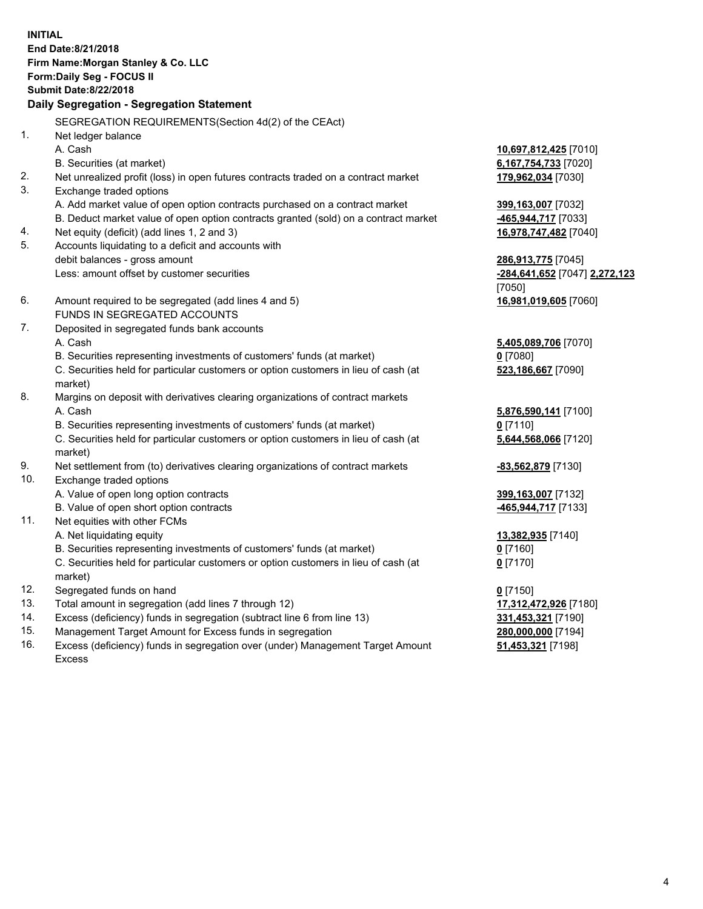**INITIAL**
**End Date:8/21/2018**
**Firm Name:Morgan Stanley & Co. LLC**
**Form:Daily Seg - FOCUS II**
**Submit Date:8/22/2018**

### Daily Segregation - Segregation Statement

SEGREGATION REQUIREMENTS(Section 4d(2) of the CEAct)

| | | |
|---|---|---|
| 1. | Net ledger balance | |
| | A. Cash | **10,697,812,425** [7010] |
| | B. Securities (at market) | **6,167,754,733** [7020] |
| 2. | Net unrealized profit (loss) in open futures contracts traded on a contract market | **179,962,034** [7030] |
| 3. | Exchange traded options | |
| | A. Add market value of open option contracts purchased on a contract market | **399,163,007** [7032] |
| | B. Deduct market value of open option contracts granted (sold) on a contract market | **-465,944,717** [7033] |
| 4. | Net equity (deficit) (add lines 1, 2 and 3) | **16,978,747,482** [7040] |
| 5. | Accounts liquidating to a deficit and accounts with debit balances - gross amount | **286,913,775** [7045] |
| | Less: amount offset by customer securities | **-284,641,652** [7047] **2,272,123** [7050] |
| 6. | Amount required to be segregated (add lines 4 and 5) | **16,981,019,605** [7060] |
| | FUNDS IN SEGREGATED ACCOUNTS | |
| 7. | Deposited in segregated funds bank accounts | |
| | A. Cash | **5,405,089,706** [7070] |
| | B. Securities representing investments of customers' funds (at market) | **0** [7080] |
| | C. Securities held for particular customers or option customers in lieu of cash (at market) | **523,186,667** [7090] |
| 8. | Margins on deposit with derivatives clearing organizations of contract markets | |
| | A. Cash | **5,876,590,141** [7100] |
| | B. Securities representing investments of customers' funds (at market) | **0** [7110] |
| | C. Securities held for particular customers or option customers in lieu of cash (at market) | **5,644,568,066** [7120] |
| 9. | Net settlement from (to) derivatives clearing organizations of contract markets | **-83,562,879** [7130] |
| 10. | Exchange traded options | |
| | A. Value of open long option contracts | **399,163,007** [7132] |
| | B. Value of open short option contracts | **-465,944,717** [7133] |
| 11. | Net equities with other FCMs | |
| | A. Net liquidating equity | **13,382,935** [7140] |
| | B. Securities representing investments of customers' funds (at market) | **0** [7160] |
| | C. Securities held for particular customers or option customers in lieu of cash (at market) | **0** [7170] |
| 12. | Segregated funds on hand | **0** [7150] |
| 13. | Total amount in segregation (add lines 7 through 12) | **17,312,472,926** [7180] |
| 14. | Excess (deficiency) funds in segregation (subtract line 6 from line 13) | **331,453,321** [7190] |
| 15. | Management Target Amount for Excess funds in segregation | **280,000,000** [7194] |
| 16. | Excess (deficiency) funds in segregation over (under) Management Target Amount Excess | **51,453,321** [7198] |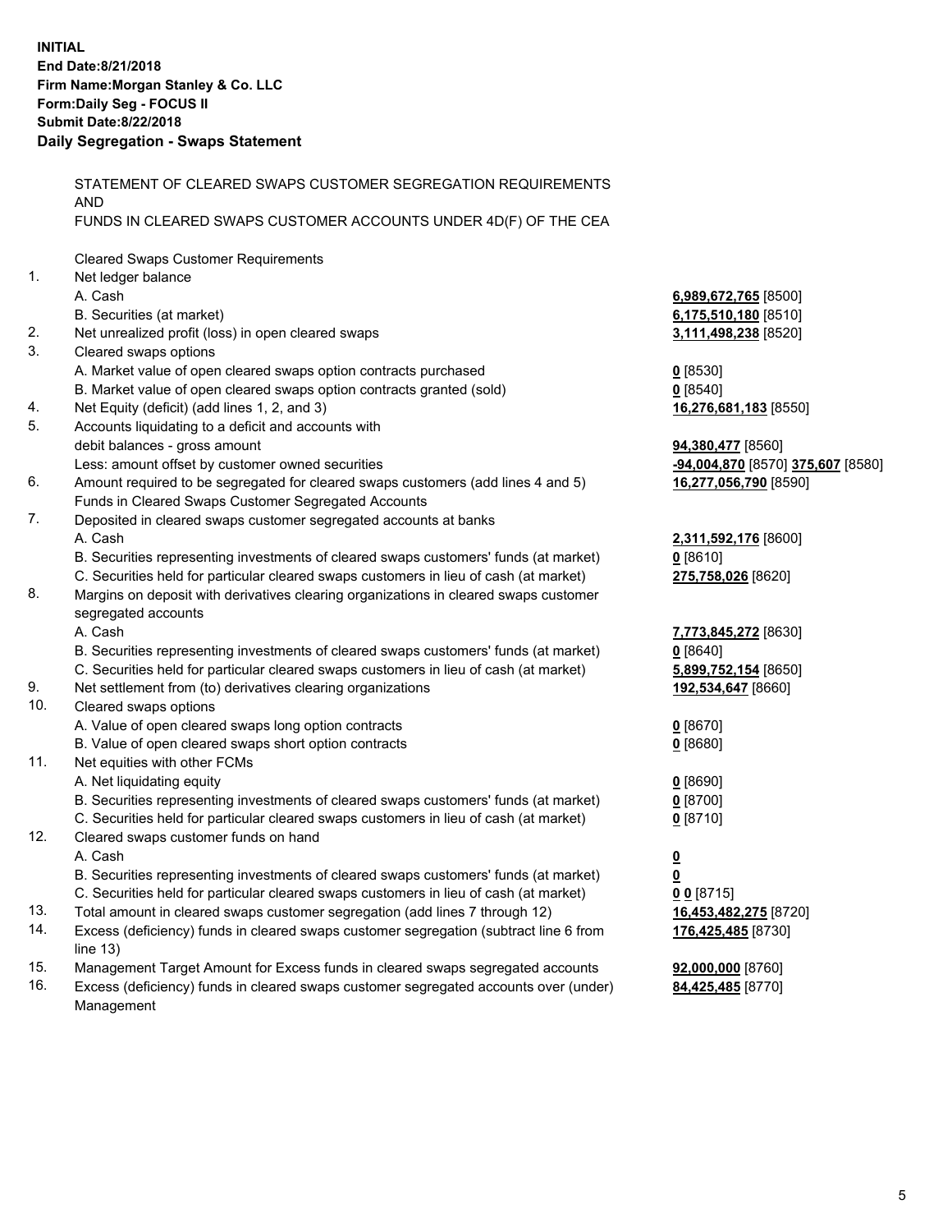**INITIAL**
**End Date:8/21/2018**
**Firm Name:Morgan Stanley & Co. LLC**
**Form:Daily Seg - FOCUS II**
**Submit Date:8/22/2018**
**Daily Segregation - Swaps Statement**

STATEMENT OF CLEARED SWAPS CUSTOMER SEGREGATION REQUIREMENTS AND FUNDS IN CLEARED SWAPS CUSTOMER ACCOUNTS UNDER 4D(F) OF THE CEA

| | | |
|---|---|---|
| | Cleared Swaps Customer Requirements | |
| 1. | Net ledger balance | |
| | A. Cash | **6,989,672,765** [8500] |
| | B. Securities (at market) | **6,175,510,180** [8510] |
| 2. | Net unrealized profit (loss) in open cleared swaps | **3,111,498,238** [8520] |
| 3. | Cleared swaps options | |
| | A. Market value of open cleared swaps option contracts purchased | **0** [8530] |
| | B. Market value of open cleared swaps option contracts granted (sold) | **0** [8540] |
| 4. | Net Equity (deficit) (add lines 1, 2, and 3) | **16,276,681,183** [8550] |
| 5. | Accounts liquidating to a deficit and accounts with debit balances - gross amount | **94,380,477** [8560] |
| | Less: amount offset by customer owned securities | **-94,004,870** [8570] **375,607** [8580] |
| 6. | Amount required to be segregated for cleared swaps customers (add lines 4 and 5) | **16,277,056,790** [8590] |
| | Funds in Cleared Swaps Customer Segregated Accounts | |
| 7. | Deposited in cleared swaps customer segregated accounts at banks | |
| | A. Cash | **2,311,592,176** [8600] |
| | B. Securities representing investments of cleared swaps customers' funds (at market) | **0** [8610] |
| | C. Securities held for particular cleared swaps customers in lieu of cash (at market) | **275,758,026** [8620] |
| 8. | Margins on deposit with derivatives clearing organizations in cleared swaps customer segregated accounts | |
| | A. Cash | **7,773,845,272** [8630] |
| | B. Securities representing investments of cleared swaps customers' funds (at market) | **0** [8640] |
| | C. Securities held for particular cleared swaps customers in lieu of cash (at market) | **5,899,752,154** [8650] |
| 9. | Net settlement from (to) derivatives clearing organizations | **192,534,647** [8660] |
| 10. | Cleared swaps options | |
| | A. Value of open cleared swaps long option contracts | **0** [8670] |
| | B. Value of open cleared swaps short option contracts | **0** [8680] |
| 11. | Net equities with other FCMs | |
| | A. Net liquidating equity | **0** [8690] |
| | B. Securities representing investments of cleared swaps customers' funds (at market) | **0** [8700] |
| | C. Securities held for particular cleared swaps customers in lieu of cash (at market) | **0** [8710] |
| 12. | Cleared swaps customer funds on hand | |
| | A. Cash | **0** |
| | B. Securities representing investments of cleared swaps customers' funds (at market) | **0** |
| | C. Securities held for particular cleared swaps customers in lieu of cash (at market) | **0** **0** [8715] |
| 13. | Total amount in cleared swaps customer segregation (add lines 7 through 12) | **16,453,482,275** [8720] |
| 14. | Excess (deficiency) funds in cleared swaps customer segregation (subtract line 6 from line 13) | **176,425,485** [8730] |
| 15. | Management Target Amount for Excess funds in cleared swaps segregated accounts | **92,000,000** [8760] |
| 16. | Excess (deficiency) funds in cleared swaps customer segregated accounts over (under) Management | **84,425,485** [8770] |